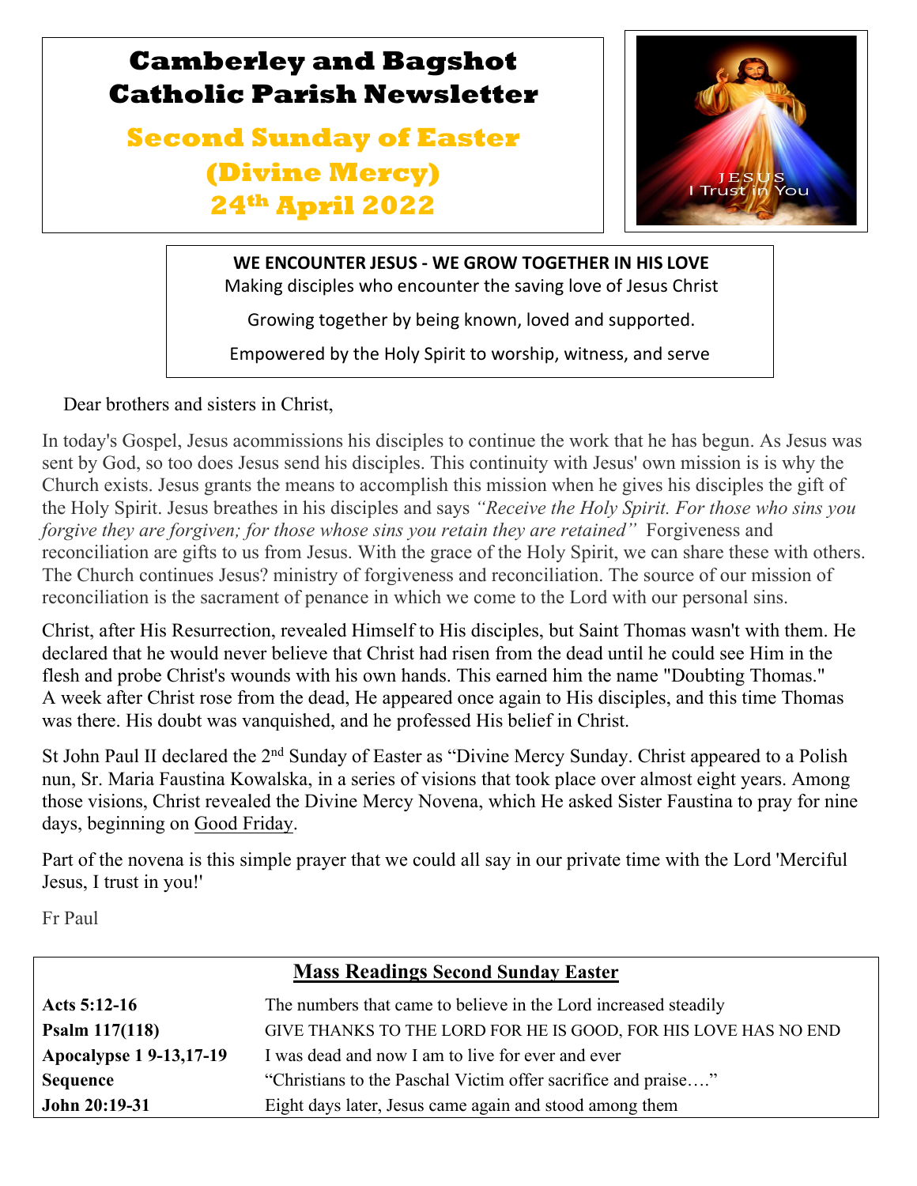# Camberley and Bagshot Catholic Parish Newsletter

## Second Sunday of Easter (Divine Mercy) 24th April 2022

**WE ENCOUNTER JESUS - WE GROW TOGETHER IN HIS LOVE**

Making disciples who encounter the saving love of Jesus Christ

Growing together by being known, loved and supported.

Empowered by the Holy Spirit to worship, witness, and serve

Dear brothers and sisters in Christ,

In today's Gospel, Jesus acommissions his disciples to continue the work that he has begun. As Jesus was sent by God, so too does Jesus send his disciples. This continuity with Jesus' own mission is is why the Church exists. Jesus grants the means to accomplish this mission when he gives his disciples the gift of the Holy Spirit. Jesus breathes in his disciples and says *"Receive the Holy Spirit. For those who sins you forgive they are forgiven; for those whose sins you retain they are retained"* Forgiveness and reconciliation are gifts to us from Jesus. With the grace of the Holy Spirit, we can share these with others. The Church continues Jesus? ministry of forgiveness and reconciliation. The source of our mission of reconciliation is the sacrament of penance in which we come to the Lord with our personal sins.

Christ, after His Resurrection, revealed Himself to His disciples, but Saint Thomas wasn't with them. He declared that he would never believe that Christ had risen from the dead until he could see Him in the flesh and probe Christ's wounds with his own hands. This earned him the name "Doubting Thomas." A week after Christ rose from the dead, He appeared once again to His disciples, and this time Thomas was there. His doubt was vanquished, and he professed His belief in Christ.

St John Paul II declared the 2nd Sunday of Easter as "Divine Mercy Sunday. Christ appeared to a Polish nun, Sr. Maria Faustina Kowalska, in a series of visions that took place over almost eight years. Among those visions, Christ revealed the Divine Mercy Novena, which He asked Sister Faustina to pray for nine days, beginning on Good Friday.

Part of the novena is this simple prayer that we could all say in our private time with the Lord 'Merciful Jesus, I trust in you!'

Fr Paul

| **Mass Readings Second Sunday Easter** | |
|---|---|
| **Acts 5:12-16** | The numbers that came to believe in the Lord increased steadily |
| **Psalm 117(118)** | GIVE THANKS TO THE LORD FOR HE IS GOOD, FOR HIS LOVE HAS NO END |
| **Apocalypse 1 9-13,17-19** | I was dead and now I am to live for ever and ever |
| **Sequence** | "Christians to the Paschal Victim offer sacrifice and praise…." |
| **John 20:19-31** | Eight days later, Jesus came again and stood among them |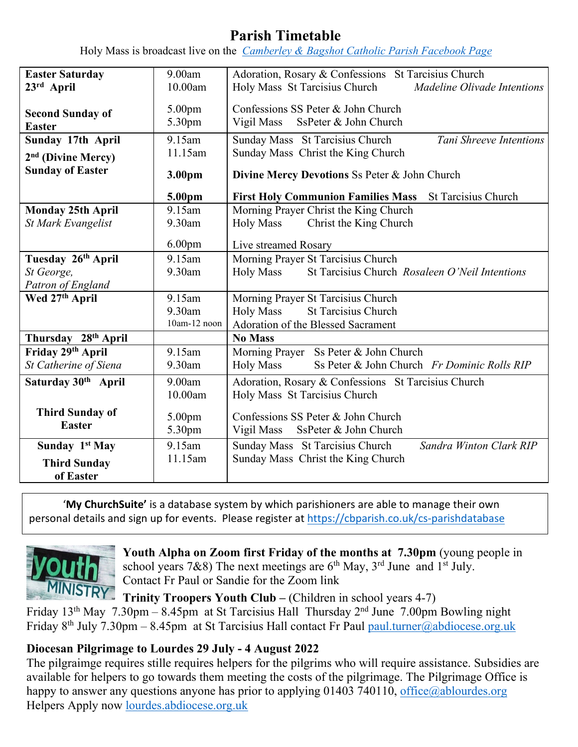# Parish Timetable

Holy Mass is broadcast live on the Camberley & Bagshot Catholic Parish Facebook Page

| | | |
|---|---|---|
| **Easter Saturday 23rd April**<br><br>**Second Sunday of Easter** | 9.00am<br>10.00am<br><br>5.00pm<br>5.30pm | Adoration, Rosary & Confessions St Tarcisius Church<br>Holy Mass St Tarcisius Church *Madeline Olivade Intentions*<br><br>Confessions SS Peter & John Church<br>Vigil Mass SsPeter & John Church |
| **Sunday 17th April**<br>**2nd (Divine Mercy) Sunday of Easter** | 9.15am<br>11.15am<br><br>**3.00pm**<br><br>**5.00pm** | Sunday Mass St Tarcisius Church *Tani Shreeve Intentions*<br>Sunday Mass Christ the King Church<br><br>**Divine Mercy Devotions** Ss Peter & John Church<br><br>**First Holy Communion Families Mass** St Tarcisius Church |
| **Monday 25th April**<br>*St Mark Evangelist* | 9.15am<br>9.30am<br><br>6.00pm | Morning Prayer Christ the King Church<br>Holy Mass Christ the King Church<br><br>Live streamed Rosary |
| **Tuesday 26th April**<br>*St George, Patron of England* | 9.15am<br>9.30am | Morning Prayer St Tarcisius Church<br>Holy Mass St Tarcisius Church *Rosaleen O'Neil Intentions* |
| **Wed 27th April** | 9.15am<br>9.30am<br>10am-12 noon | Morning Prayer St Tarcisius Church<br>Holy Mass St Tarcisius Church<br>Adoration of the Blessed Sacrament |
| **Thursday 28th April** | | **No Mass** |
| **Friday 29th April**<br>*St Catherine of Siena* | 9.15am<br>9.30am | Morning Prayer Ss Peter & John Church<br>Holy Mass Ss Peter & John Church *Fr Dominic Rolls RIP* |
| **Saturday 30th April**<br><br>**Third Sunday of Easter** | 9.00am<br>10.00am<br><br>5.00pm<br>5.30pm | Adoration, Rosary & Confessions St Tarcisius Church<br>Holy Mass St Tarcisius Church<br><br>Confessions SS Peter & John Church<br>Vigil Mass SsPeter & John Church |
| **Sunday 1st May**<br>**Third Sunday of Easter** | 9.15am<br>11.15am | Sunday Mass St Tarcisius Church *Sandra Winton Clark RIP*<br>Sunday Mass Christ the King Church |

'**My ChurchSuite**' is a database system by which parishioners are able to manage their own personal details and sign up for events. Please register at https://cbparish.co.uk/cs-parishdatabase

**Youth Alpha on Zoom first Friday of the months at 7.30pm** (young people in school years 7&8) The next meetings are 6th May, 3rd June and 1st July. Contact Fr Paul or Sandie for the Zoom link

**Trinity Troopers Youth Club** – (Children in school years 4-7)
Friday 13th May 7.30pm – 8.45pm at St Tarcisius Hall Thursday 2nd June 7.00pm Bowling night
Friday 8th July 7.30pm – 8.45pm at St Tarcisius Hall contact Fr Paul paul.turner@abdiocese.org.uk

**Diocesan Pilgrimage to Lourdes 29 July - 4 August 2022**

The pilgraimge requires stille requires helpers for the pilgrims who will require assistance. Subsidies are available for helpers to go towards them meeting the costs of the pilgrimage. The Pilgrimage Office is happy to answer any questions anyone has prior to applying 01403 740110, office@ablourdes.org
Helpers Apply now lourdes.abdiocese.org.uk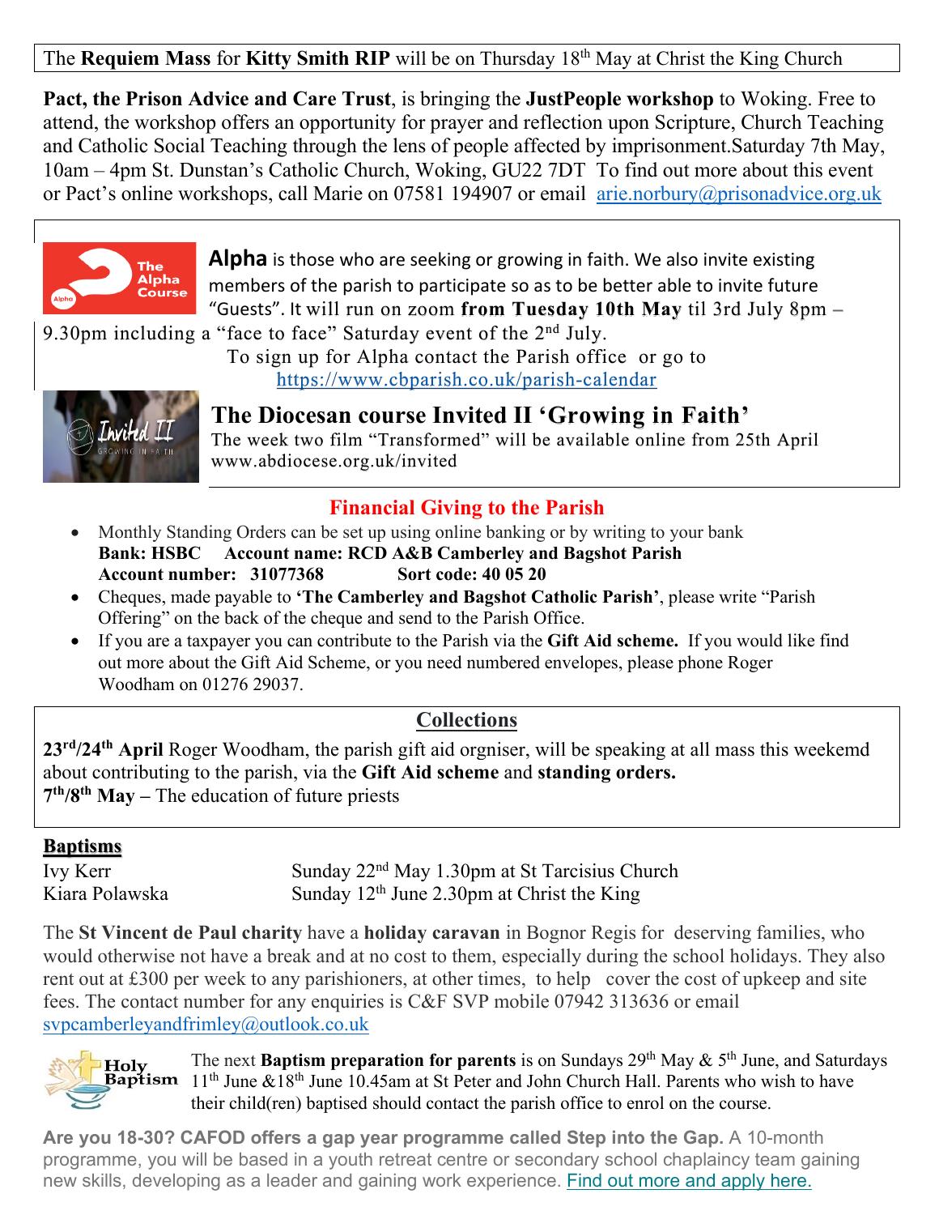The **Requiem Mass** for **Kitty Smith RIP** will be on Thursday 18th May at Christ the King Church

**Pact, the Prison Advice and Care Trust**, is bringing the **JustPeople workshop** to Woking. Free to attend, the workshop offers an opportunity for prayer and reflection upon Scripture, Church Teaching and Catholic Social Teaching through the lens of people affected by imprisonment.Saturday 7th May, 10am – 4pm St. Dunstan's Catholic Church, Woking, GU22 7DT To find out more about this event or Pact's online workshops, call Marie on 07581 194907 or email arie.norbury@prisonadvice.org.uk

**Alpha** is those who are seeking or growing in faith. We also invite existing members of the parish to participate so as to be better able to invite future "Guests". It will run on zoom **from Tuesday 10th May** til 3rd July 8pm – 9.30pm including a "face to face" Saturday event of the 2nd July.

To sign up for Alpha contact the Parish office or go to https://www.cbparish.co.uk/parish-calendar

**The Diocesan course Invited II 'Growing in Faith'**

The week two film "Transformed" will be available online from 25th April www.abdiocese.org.uk/invited

## Financial Giving to the Parish

- Monthly Standing Orders can be set up using online banking or by writing to your bank
  **Bank: HSBC Account name: RCD A&B Camberley and Bagshot Parish**
  **Account number: 31077368 Sort code: 40 05 20**
- Cheques, made payable to **'The Camberley and Bagshot Catholic Parish'**, please write "Parish Offering" on the back of the cheque and send to the Parish Office.
- If you are a taxpayer you can contribute to the Parish via the **Gift Aid scheme.** If you would like find out more about the Gift Aid Scheme, or you need numbered envelopes, please phone Roger Woodham on 01276 29037.

## Collections

**23rd/24th April** Roger Woodham, the parish gift aid orgniser, will be speaking at all mass this weekemd about contributing to the parish, via the **Gift Aid scheme** and **standing orders.**
**7th/8th May** – The education of future priests

**Baptisms**

| | |
|---|---|
| Ivy Kerr | Sunday 22nd May 1.30pm at St Tarcisius Church |
| Kiara Polawska | Sunday 12th June 2.30pm at Christ the King |

The **St Vincent de Paul charity** have a **holiday caravan** in Bognor Regis for deserving families, who would otherwise not have a break and at no cost to them, especially during the school holidays. They also rent out at £300 per week to any parishioners, at other times, to help cover the cost of upkeep and site fees. The contact number for any enquiries is C&F SVP mobile 07942 313636 or email svpcamberleyandfrimley@outlook.co.uk

The next **Baptism preparation for parents** is on Sundays 29th May & 5th June, and Saturdays 11th June &18th June 10.45am at St Peter and John Church Hall. Parents who wish to have their child(ren) baptised should contact the parish office to enrol on the course.

**Are you 18-30? CAFOD offers a gap year programme called Step into the Gap.** A 10-month programme, you will be based in a youth retreat centre or secondary school chaplaincy team gaining new skills, developing as a leader and gaining work experience. Find out more and apply here.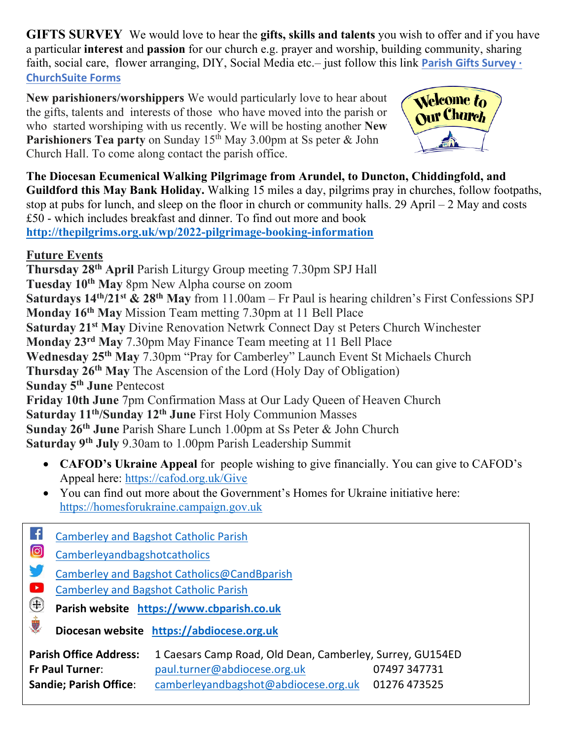**GIFTS SURVEY** We would love to hear the **gifts, skills and talents** you wish to offer and if you have a particular **interest** and **passion** for our church e.g. prayer and worship, building community, sharing faith, social care, flower arranging, DIY, Social Media etc.– just follow this link **Parish Gifts Survey · ChurchSuite Forms**

**New parishioners/worshippers** We would particularly love to hear about the gifts, talents and interests of those who have moved into the parish or who started worshiping with us recently. We will be hosting another **New Parishioners Tea party** on Sunday 15th May 3.00pm at Ss peter & John Church Hall. To come along contact the parish office.

Welcome to Our Church

**The Diocesan Ecumenical Walking Pilgrimage from Arundel, to Duncton, Chiddingfold, and Guildford this May Bank Holiday.** Walking 15 miles a day, pilgrims pray in churches, follow footpaths, stop at pubs for lunch, and sleep on the floor in church or community halls. 29 April – 2 May and costs £50 - which includes breakfast and dinner. To find out more and book **http://thepilgrims.org.uk/wp/2022-pilgrimage-booking-information**

**Future Events**

**Thursday 28th April** Parish Liturgy Group meeting 7.30pm SPJ Hall
**Tuesday 10th May** 8pm New Alpha course on zoom
**Saturdays 14th/21st & 28th May** from 11.00am – Fr Paul is hearing children's First Confessions SPJ
**Monday 16th May** Mission Team metting 7.30pm at 11 Bell Place
**Saturday 21st May** Divine Renovation Netwrk Connect Day st Peters Church Winchester
**Monday 23rd May** 7.30pm May Finance Team meeting at 11 Bell Place
**Wednesday 25th May** 7.30pm "Pray for Camberley" Launch Event St Michaels Church
**Thursday 26th May** The Ascension of the Lord (Holy Day of Obligation)
**Sunday 5th June** Pentecost
**Friday 10th June** 7pm Confirmation Mass at Our Lady Queen of Heaven Church
**Saturday 11th/Sunday 12th June** First Holy Communion Masses
**Sunday 26th June** Parish Share Lunch 1.00pm at Ss Peter & John Church
**Saturday 9th July** 9.30am to 1.00pm Parish Leadership Summit

- **CAFOD's Ukraine Appeal** for people wishing to give financially. You can give to CAFOD's Appeal here: https://cafod.org.uk/Give
- You can find out more about the Government's Homes for Ukraine initiative here: https://homesforukraine.campaign.gov.uk

Camberley and Bagshot Catholic Parish
Camberleyandbagshotcatholics
Camberley and Bagshot Catholics@CandBparish
Camberley and Bagshot Catholic Parish
**Parish website** **https://www.cbparish.co.uk**
**Diocesan website** **https://abdiocese.org.uk**

| | | |
|---|---|---|
| **Parish Office Address:** | 1 Caesars Camp Road, Old Dean, Camberley, Surrey, GU154ED | |
| **Fr Paul Turner**: | paul.turner@abdiocese.org.uk | 07497 347731 |
| **Sandie; Parish Office**: | camberleyandbagshot@abdiocese.org.uk | 01276 473525 |